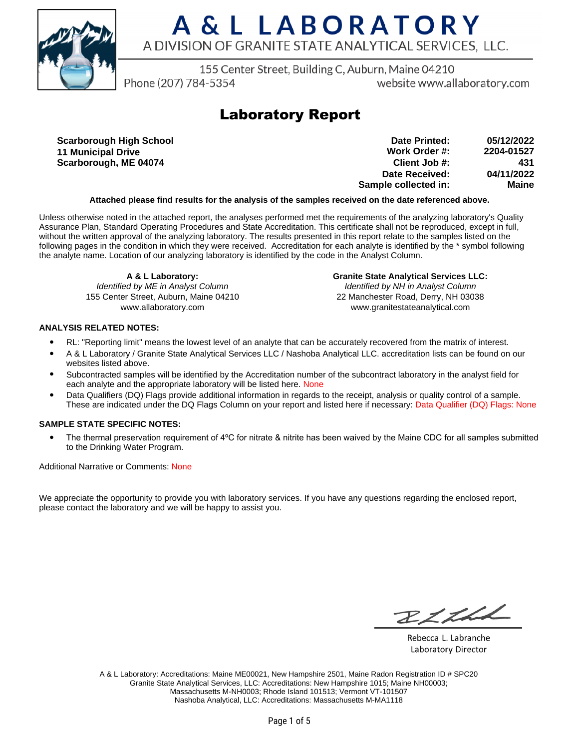# A & L LABORATORY

A DIVISION OF GRANITE STATE ANALYTICAL SERVICES, LLC.

155 Center Street, Building C, Auburn, Maine 04210

Phone (207) 784-5354 website www.allaboratory.com

## Laboratory Report

**Scarborough High School**
**11 Municipal Drive**
**Scarborough, ME 04074**

| | |
|---|---|
| **Date Printed:** | **05/12/2022** |
| **Work Order #:** | **2204-01527** |
| **Client Job #:** | **431** |
| **Date Received:** | **04/11/2022** |
| **Sample collected in:** | **Maine** |

**Attached please find results for the analysis of the samples received on the date referenced above.**

Unless otherwise noted in the attached report, the analyses performed met the requirements of the analyzing laboratory's Quality Assurance Plan, Standard Operating Procedures and State Accreditation. This certificate shall not be reproduced, except in full, without the written approval of the analyzing laboratory. The results presented in this report relate to the samples listed on the following pages in the condition in which they were received. Accreditation for each analyte is identified by the * symbol following the analyte name. Location of our analyzing laboratory is identified by the code in the Analyst Column.

**A & L Laboratory:**
*Identified by ME in Analyst Column*
155 Center Street, Auburn, Maine 04210
www.allaboratory.com

**Granite State Analytical Services LLC:**
*Identified by NH in Analyst Column*
22 Manchester Road, Derry, NH 03038
www.granitestateanalytical.com

**ANALYSIS RELATED NOTES:**

- RL: "Reporting limit" means the lowest level of an analyte that can be accurately recovered from the matrix of interest.
- A & L Laboratory / Granite State Analytical Services LLC / Nashoba Analytical LLC. accreditation lists can be found on our websites listed above.
- Subcontracted samples will be identified by the Accreditation number of the subcontract laboratory in the analyst field for each analyte and the appropriate laboratory will be listed here. None
- Data Qualifiers (DQ) Flags provide additional information in regards to the receipt, analysis or quality control of a sample. These are indicated under the DQ Flags Column on your report and listed here if necessary: Data Qualifier (DQ) Flags: None

**SAMPLE STATE SPECIFIC NOTES:**

- The thermal preservation requirement of 4ºC for nitrate & nitrite has been waived by the Maine CDC for all samples submitted to the Drinking Water Program.

Additional Narrative or Comments: None

We appreciate the opportunity to provide you with laboratory services. If you have any questions regarding the enclosed report, please contact the laboratory and we will be happy to assist you.

Rebecca L. Labranche
Laboratory Director

A & L Laboratory: Accreditations: Maine ME00021, New Hampshire 2501, Maine Radon Registration ID # SPC20
Granite State Analytical Services, LLC: Accreditations: New Hampshire 1015; Maine NH00003;
Massachusetts M-NH0003; Rhode Island 101513; Vermont VT-101507
Nashoba Analytical, LLC: Accreditations: Massachusetts M-MA1118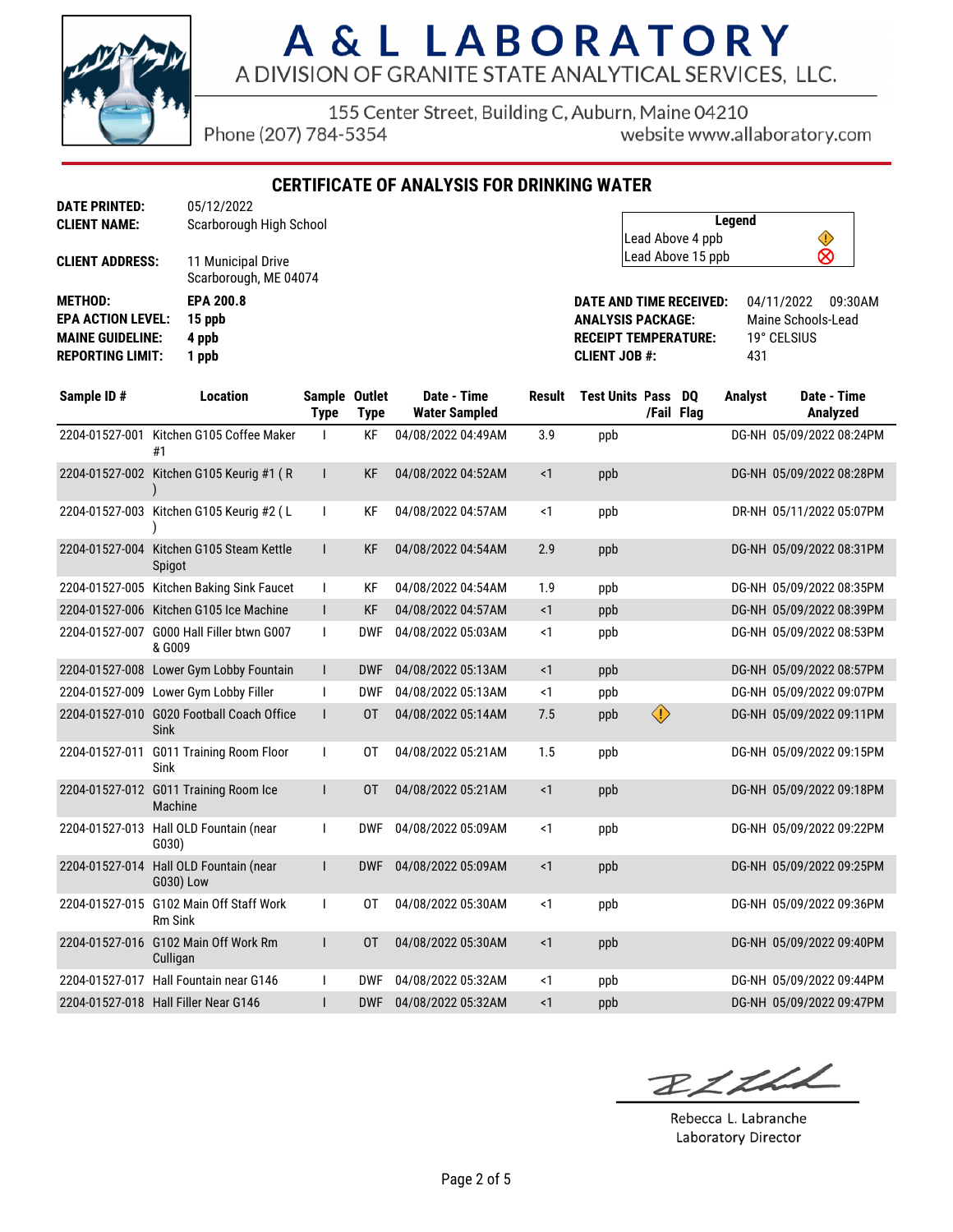# A & L LABORATORY

A DIVISION OF GRANITE STATE ANALYTICAL SERVICES, LLC.

155 Center Street, Building C, Auburn, Maine 04210

Phone (207) 784-5354 website www.allaboratory.com

## CERTIFICATE OF ANALYSIS FOR DRINKING WATER

**DATE PRINTED:** 05/12/2022
**CLIENT NAME:** Scarborough High School
**CLIENT ADDRESS:** 11 Municipal Drive, Scarborough, ME 04074

**METHOD:** EPA 200.8
**EPA ACTION LEVEL:** 15 ppb
**MAINE GUIDELINE:** 4 ppb
**REPORTING LIMIT:** 1 ppb

| Legend | |
|---|---|
| Lead Above 4 ppb | ⚠ |
| Lead Above 15 ppb | ⊗ |

**DATE AND TIME RECEIVED:** 04/11/2022 09:30AM
**ANALYSIS PACKAGE:** Maine Schools-Lead
**RECEIPT TEMPERATURE:** 19° CELSIUS
**CLIENT JOB #:** 431

| Sample ID # | Location | Sample Type | Outlet Type | Date - Time Water Sampled | Result | Test Units | Pass /Fail | DQ Flag | Analyst | Date - Time Analyzed |
|---|---|---|---|---|---|---|---|---|---|---|
| 2204-01527-001 | Kitchen G105 Coffee Maker #1 | I | KF | 04/08/2022 04:49AM | 3.9 | ppb | | | DG-NH | 05/09/2022 08:24PM |
| 2204-01527-002 | Kitchen G105 Keurig #1 ( R ) | I | KF | 04/08/2022 04:52AM | <1 | ppb | | | DG-NH | 05/09/2022 08:28PM |
| 2204-01527-003 | Kitchen G105 Keurig #2 ( L ) | I | KF | 04/08/2022 04:57AM | <1 | ppb | | | DR-NH | 05/11/2022 05:07PM |
| 2204-01527-004 | Kitchen G105 Steam Kettle Spigot | I | KF | 04/08/2022 04:54AM | 2.9 | ppb | | | DG-NH | 05/09/2022 08:31PM |
| 2204-01527-005 | Kitchen Baking Sink Faucet | I | KF | 04/08/2022 04:54AM | 1.9 | ppb | | | DG-NH | 05/09/2022 08:35PM |
| 2204-01527-006 | Kitchen G105 Ice Machine | I | KF | 04/08/2022 04:57AM | <1 | ppb | | | DG-NH | 05/09/2022 08:39PM |
| 2204-01527-007 | G000 Hall Filler btwn G007 & G009 | I | DWF | 04/08/2022 05:03AM | <1 | ppb | | | DG-NH | 05/09/2022 08:53PM |
| 2204-01527-008 | Lower Gym Lobby Fountain | I | DWF | 04/08/2022 05:13AM | <1 | ppb | | | DG-NH | 05/09/2022 08:57PM |
| 2204-01527-009 | Lower Gym Lobby Filler | I | DWF | 04/08/2022 05:13AM | <1 | ppb | | | DG-NH | 05/09/2022 09:07PM |
| 2204-01527-010 | G020 Football Coach Office Sink | I | OT | 04/08/2022 05:14AM | 7.5 | ppb | ⚠ | | DG-NH | 05/09/2022 09:11PM |
| 2204-01527-011 | G011 Training Room Floor Sink | I | OT | 04/08/2022 05:21AM | 1.5 | ppb | | | DG-NH | 05/09/2022 09:15PM |
| 2204-01527-012 | G011 Training Room Ice Machine | I | OT | 04/08/2022 05:21AM | <1 | ppb | | | DG-NH | 05/09/2022 09:18PM |
| 2204-01527-013 | Hall OLD Fountain (near G030) | I | DWF | 04/08/2022 05:09AM | <1 | ppb | | | DG-NH | 05/09/2022 09:22PM |
| 2204-01527-014 | Hall OLD Fountain (near G030) Low | I | DWF | 04/08/2022 05:09AM | <1 | ppb | | | DG-NH | 05/09/2022 09:25PM |
| 2204-01527-015 | G102 Main Off Staff Work Rm Sink | I | OT | 04/08/2022 05:30AM | <1 | ppb | | | DG-NH | 05/09/2022 09:36PM |
| 2204-01527-016 | G102 Main Off Work Rm Culligan | I | OT | 04/08/2022 05:30AM | <1 | ppb | | | DG-NH | 05/09/2022 09:40PM |
| 2204-01527-017 | Hall Fountain near G146 | I | DWF | 04/08/2022 05:32AM | <1 | ppb | | | DG-NH | 05/09/2022 09:44PM |
| 2204-01527-018 | Hall Filler Near G146 | I | DWF | 04/08/2022 05:32AM | <1 | ppb | | | DG-NH | 05/09/2022 09:47PM |

Rebecca L. Labranche
Laboratory Director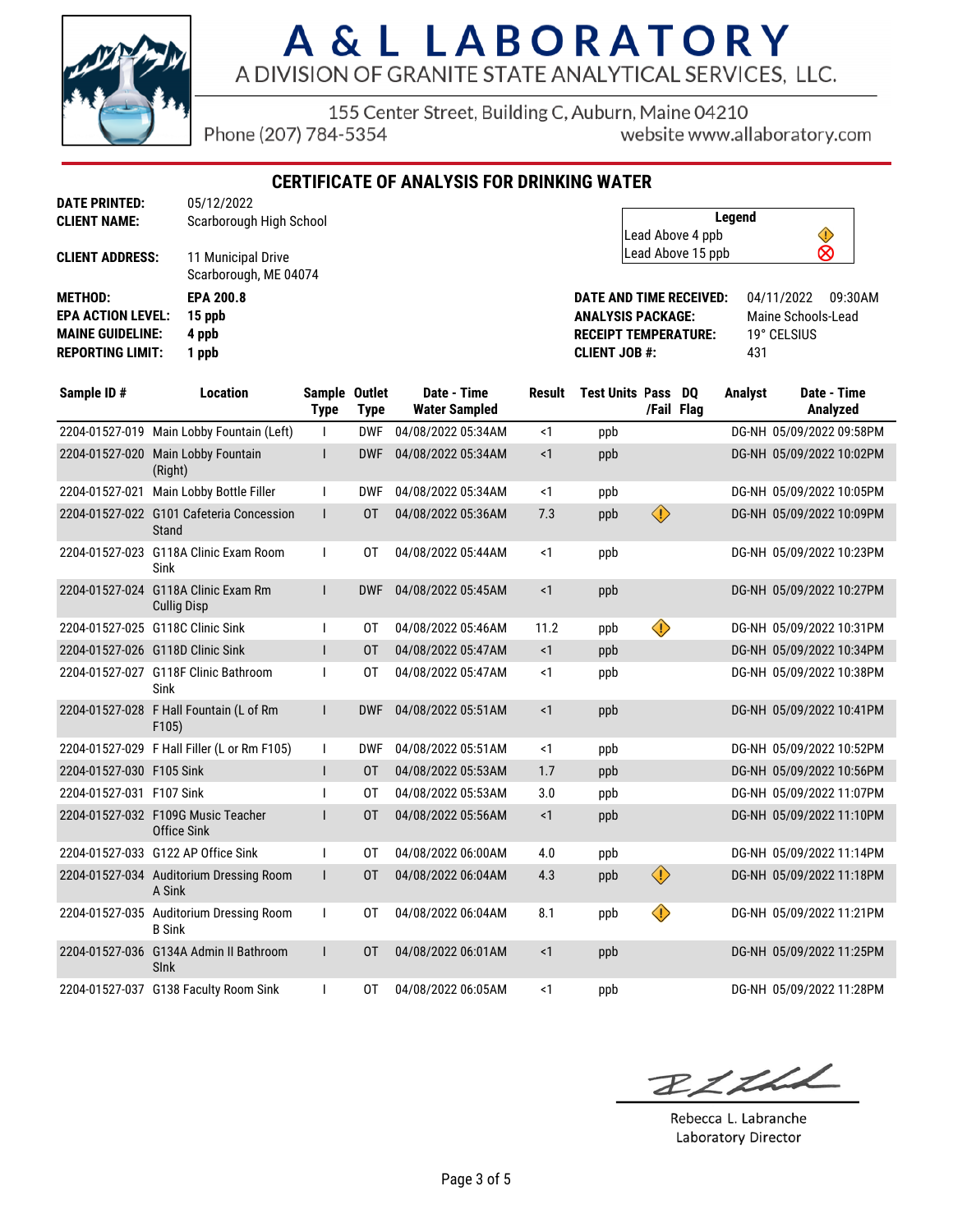# A & L LABORATORY

A DIVISION OF GRANITE STATE ANALYTICAL SERVICES, LLC.

155 Center Street, Building C, Auburn, Maine 04210
Phone (207) 784-5354 website www.allaboratory.com

## CERTIFICATE OF ANALYSIS FOR DRINKING WATER

**DATE PRINTED:** 05/12/2022
**CLIENT NAME:** Scarborough High School
**CLIENT ADDRESS:** 11 Municipal Drive, Scarborough, ME 04074

**METHOD:** EPA 200.8
**EPA ACTION LEVEL:** 15 ppb
**MAINE GUIDELINE:** 4 ppb
**REPORTING LIMIT:** 1 ppb

| Legend | |
|---|---|
| Lead Above 4 ppb | ⚠ |
| Lead Above 15 ppb | ⊗ |

**DATE AND TIME RECEIVED:** 04/11/2022 09:30AM
**ANALYSIS PACKAGE:** Maine Schools-Lead
**RECEIPT TEMPERATURE:** 19° CELSIUS
**CLIENT JOB #:** 431

| Sample ID # | Location | Sample Type | Outlet Type | Date - Time Water Sampled | Result | Test Units | Pass /Fail | DQ Flag | Analyst | Date - Time Analyzed |
|---|---|---|---|---|---|---|---|---|---|---|
| 2204-01527-019 | Main Lobby Fountain (Left) | I | DWF | 04/08/2022 05:34AM | <1 | ppb | | | DG-NH | 05/09/2022 09:58PM |
| 2204-01527-020 | Main Lobby Fountain (Right) | I | DWF | 04/08/2022 05:34AM | <1 | ppb | | | DG-NH | 05/09/2022 10:02PM |
| 2204-01527-021 | Main Lobby Bottle Filler | I | DWF | 04/08/2022 05:34AM | <1 | ppb | | | DG-NH | 05/09/2022 10:05PM |
| 2204-01527-022 | G101 Cafeteria Concession Stand | I | OT | 04/08/2022 05:36AM | 7.3 | ppb | ⚠ | | DG-NH | 05/09/2022 10:09PM |
| 2204-01527-023 | G118A Clinic Exam Room Sink | I | OT | 04/08/2022 05:44AM | <1 | ppb | | | DG-NH | 05/09/2022 10:23PM |
| 2204-01527-024 | G118A Clinic Exam Rm Cullig Disp | I | DWF | 04/08/2022 05:45AM | <1 | ppb | | | DG-NH | 05/09/2022 10:27PM |
| 2204-01527-025 | G118C Clinic Sink | I | OT | 04/08/2022 05:46AM | 11.2 | ppb | ⚠ | | DG-NH | 05/09/2022 10:31PM |
| 2204-01527-026 | G118D Clinic Sink | I | OT | 04/08/2022 05:47AM | <1 | ppb | | | DG-NH | 05/09/2022 10:34PM |
| 2204-01527-027 | G118F Clinic Bathroom Sink | I | OT | 04/08/2022 05:47AM | <1 | ppb | | | DG-NH | 05/09/2022 10:38PM |
| 2204-01527-028 | F Hall Fountain (L of Rm F105) | I | DWF | 04/08/2022 05:51AM | <1 | ppb | | | DG-NH | 05/09/2022 10:41PM |
| 2204-01527-029 | F Hall Filler (L or Rm F105) | I | DWF | 04/08/2022 05:51AM | <1 | ppb | | | DG-NH | 05/09/2022 10:52PM |
| 2204-01527-030 | F105 Sink | I | OT | 04/08/2022 05:53AM | 1.7 | ppb | | | DG-NH | 05/09/2022 10:56PM |
| 2204-01527-031 | F107 Sink | I | OT | 04/08/2022 05:53AM | 3.0 | ppb | | | DG-NH | 05/09/2022 11:07PM |
| 2204-01527-032 | F109G Music Teacher Office Sink | I | OT | 04/08/2022 05:56AM | <1 | ppb | | | DG-NH | 05/09/2022 11:10PM |
| 2204-01527-033 | G122 AP Office Sink | I | OT | 04/08/2022 06:00AM | 4.0 | ppb | | | DG-NH | 05/09/2022 11:14PM |
| 2204-01527-034 | Auditorium Dressing Room A Sink | I | OT | 04/08/2022 06:04AM | 4.3 | ppb | ⚠ | | DG-NH | 05/09/2022 11:18PM |
| 2204-01527-035 | Auditorium Dressing Room B Sink | I | OT | 04/08/2022 06:04AM | 8.1 | ppb | ⚠ | | DG-NH | 05/09/2022 11:21PM |
| 2204-01527-036 | G134A Admin II Bathroom SInk | I | OT | 04/08/2022 06:01AM | <1 | ppb | | | DG-NH | 05/09/2022 11:25PM |
| 2204-01527-037 | G138 Faculty Room Sink | I | OT | 04/08/2022 06:05AM | <1 | ppb | | | DG-NH | 05/09/2022 11:28PM |

Rebecca L. Labranche
Laboratory Director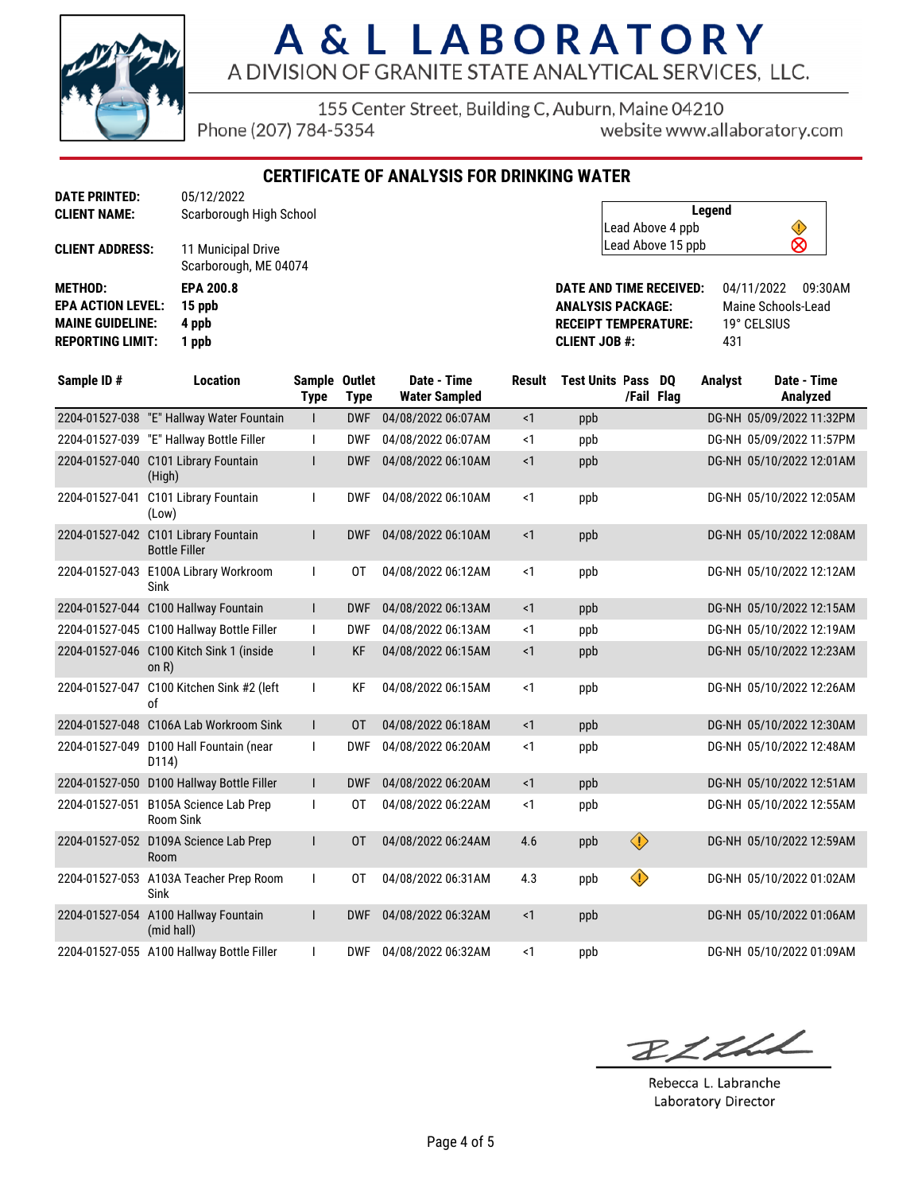# A & L LABORATORY

A DIVISION OF GRANITE STATE ANALYTICAL SERVICES, LLC.

155 Center Street, Building C, Auburn, Maine 04210
Phone (207) 784-5354 website www.allaboratory.com

## CERTIFICATE OF ANALYSIS FOR DRINKING WATER

**DATE PRINTED:** 05/12/2022
**CLIENT NAME:** Scarborough High School
**CLIENT ADDRESS:** 11 Municipal Drive, Scarborough, ME 04074

**METHOD:** EPA 200.8
**EPA ACTION LEVEL:** 15 ppb
**MAINE GUIDELINE:** 4 ppb
**REPORTING LIMIT:** 1 ppb

| Legend | |
|---|---|
| Lead Above 4 ppb | ⚠ |
| Lead Above 15 ppb | ⊗ |

**DATE AND TIME RECEIVED:** 04/11/2022 09:30AM
**ANALYSIS PACKAGE:** Maine Schools-Lead
**RECEIPT TEMPERATURE:** 19° CELSIUS
**CLIENT JOB #:** 431

| Sample ID # | Location | Sample Type | Outlet Type | Date - Time Water Sampled | Result | Test Units | Pass /Fail | DQ Flag | Analyst | Date - Time Analyzed |
|---|---|---|---|---|---|---|---|---|---|---|
| 2204-01527-038 | "E" Hallway Water Fountain | I | DWF | 04/08/2022 06:07AM | <1 | ppb | | | DG-NH | 05/09/2022 11:32PM |
| 2204-01527-039 | "E" Hallway Bottle Filler | I | DWF | 04/08/2022 06:07AM | <1 | ppb | | | DG-NH | 05/09/2022 11:57PM |
| 2204-01527-040 | C101 Library Fountain (High) | I | DWF | 04/08/2022 06:10AM | <1 | ppb | | | DG-NH | 05/10/2022 12:01AM |
| 2204-01527-041 | C101 Library Fountain (Low) | I | DWF | 04/08/2022 06:10AM | <1 | ppb | | | DG-NH | 05/10/2022 12:05AM |
| 2204-01527-042 | C101 Library Fountain Bottle Filler | I | DWF | 04/08/2022 06:10AM | <1 | ppb | | | DG-NH | 05/10/2022 12:08AM |
| 2204-01527-043 | E100A Library Workroom Sink | I | OT | 04/08/2022 06:12AM | <1 | ppb | | | DG-NH | 05/10/2022 12:12AM |
| 2204-01527-044 | C100 Hallway Fountain | I | DWF | 04/08/2022 06:13AM | <1 | ppb | | | DG-NH | 05/10/2022 12:15AM |
| 2204-01527-045 | C100 Hallway Bottle Filler | I | DWF | 04/08/2022 06:13AM | <1 | ppb | | | DG-NH | 05/10/2022 12:19AM |
| 2204-01527-046 | C100 Kitch Sink 1 (inside on R) | I | KF | 04/08/2022 06:15AM | <1 | ppb | | | DG-NH | 05/10/2022 12:23AM |
| 2204-01527-047 | C100 Kitchen Sink #2 (left of | I | KF | 04/08/2022 06:15AM | <1 | ppb | | | DG-NH | 05/10/2022 12:26AM |
| 2204-01527-048 | C106A Lab Workroom Sink | I | OT | 04/08/2022 06:18AM | <1 | ppb | | | DG-NH | 05/10/2022 12:30AM |
| 2204-01527-049 | D100 Hall Fountain (near D114) | I | DWF | 04/08/2022 06:20AM | <1 | ppb | | | DG-NH | 05/10/2022 12:48AM |
| 2204-01527-050 | D100 Hallway Bottle Filler | I | DWF | 04/08/2022 06:20AM | <1 | ppb | | | DG-NH | 05/10/2022 12:51AM |
| 2204-01527-051 | B105A Science Lab Prep Room Sink | I | OT | 04/08/2022 06:22AM | <1 | ppb | | | DG-NH | 05/10/2022 12:55AM |
| 2204-01527-052 | D109A Science Lab Prep Room | I | OT | 04/08/2022 06:24AM | 4.6 | ppb | ⚠ | | DG-NH | 05/10/2022 12:59AM |
| 2204-01527-053 | A103A Teacher Prep Room Sink | I | OT | 04/08/2022 06:31AM | 4.3 | ppb | ⚠ | | DG-NH | 05/10/2022 01:02AM |
| 2204-01527-054 | A100 Hallway Fountain (mid hall) | I | DWF | 04/08/2022 06:32AM | <1 | ppb | | | DG-NH | 05/10/2022 01:06AM |
| 2204-01527-055 | A100 Hallway Bottle Filler | I | DWF | 04/08/2022 06:32AM | <1 | ppb | | | DG-NH | 05/10/2022 01:09AM |

Rebecca L. Labranche
Laboratory Director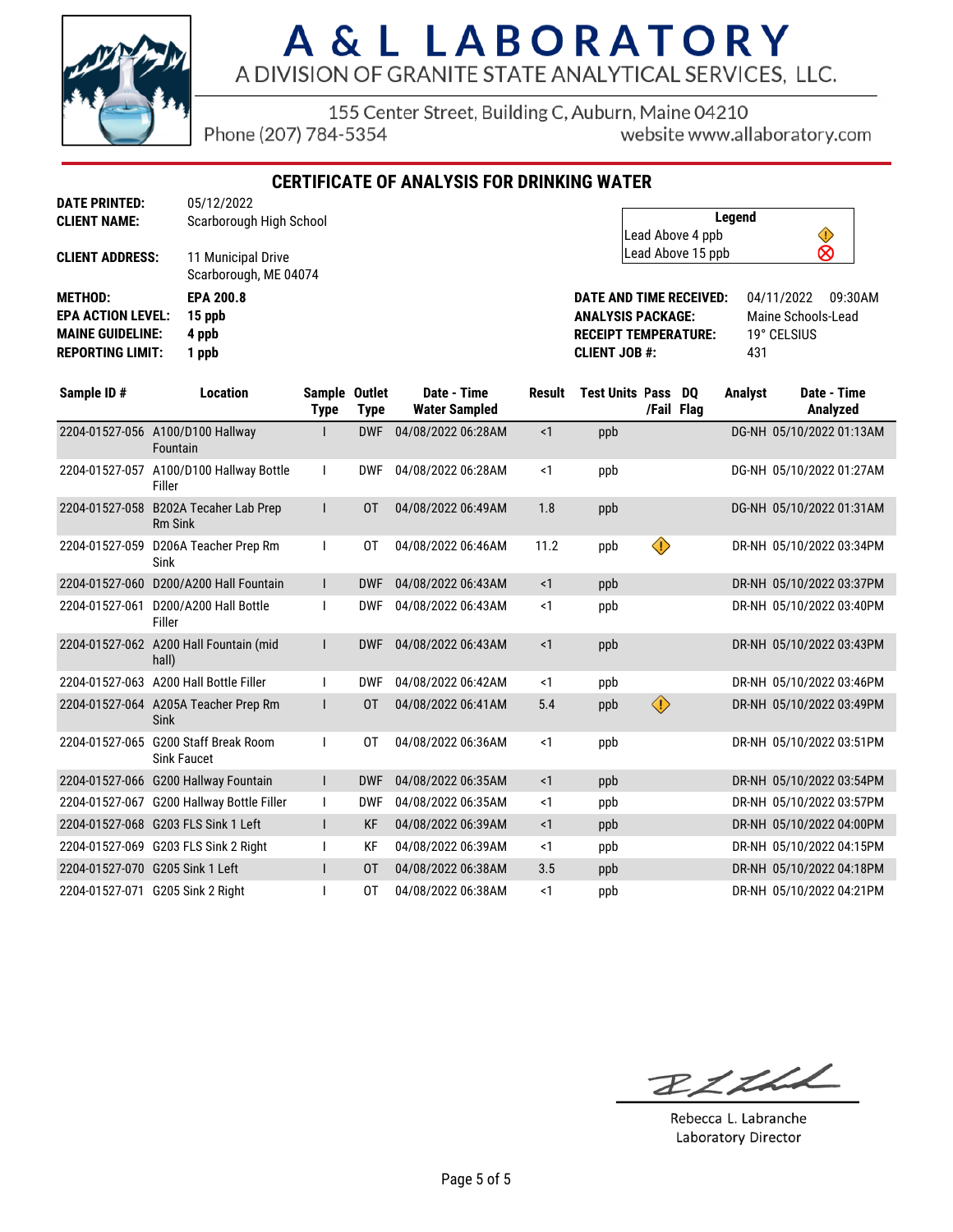# A & L LABORATORY

A DIVISION OF GRANITE STATE ANALYTICAL SERVICES, LLC.

155 Center Street, Building C, Auburn, Maine 04210
Phone (207) 784-5354
website www.allaboratory.com

## CERTIFICATE OF ANALYSIS FOR DRINKING WATER

**DATE PRINTED:** 05/12/2022
**CLIENT NAME:** Scarborough High School
**CLIENT ADDRESS:** 11 Municipal Drive, Scarborough, ME 04074

**METHOD:** EPA 200.8
**EPA ACTION LEVEL:** 15 ppb
**MAINE GUIDELINE:** 4 ppb
**REPORTING LIMIT:** 1 ppb

| Legend | |
|---|---|
| Lead Above 4 ppb | ⚠ |
| Lead Above 15 ppb | ⊗ |

**DATE AND TIME RECEIVED:** 04/11/2022 09:30AM
**ANALYSIS PACKAGE:** Maine Schools-Lead
**RECEIPT TEMPERATURE:** 19° CELSIUS
**CLIENT JOB #:** 431

| Sample ID # | Location | Sample Type | Outlet Type | Date - Time Water Sampled | Result | Test Units | Pass /Fail | DQ Flag | Analyst | Date - Time Analyzed |
|---|---|---|---|---|---|---|---|---|---|---|
| 2204-01527-056 | A100/D100 Hallway Fountain | I | DWF | 04/08/2022 06:28AM | <1 | ppb | | | DG-NH | 05/10/2022 01:13AM |
| 2204-01527-057 | A100/D100 Hallway Bottle Filler | I | DWF | 04/08/2022 06:28AM | <1 | ppb | | | DG-NH | 05/10/2022 01:27AM |
| 2204-01527-058 | B202A Tecaher Lab Prep Rm Sink | I | OT | 04/08/2022 06:49AM | 1.8 | ppb | | | DG-NH | 05/10/2022 01:31AM |
| 2204-01527-059 | D206A Teacher Prep Rm Sink | I | OT | 04/08/2022 06:46AM | 11.2 | ppb | ⚠ | | DR-NH | 05/10/2022 03:34PM |
| 2204-01527-060 | D200/A200 Hall Fountain | I | DWF | 04/08/2022 06:43AM | <1 | ppb | | | DR-NH | 05/10/2022 03:37PM |
| 2204-01527-061 | D200/A200 Hall Bottle Filler | I | DWF | 04/08/2022 06:43AM | <1 | ppb | | | DR-NH | 05/10/2022 03:40PM |
| 2204-01527-062 | A200 Hall Fountain (mid hall) | I | DWF | 04/08/2022 06:43AM | <1 | ppb | | | DR-NH | 05/10/2022 03:43PM |
| 2204-01527-063 | A200 Hall Bottle Filler | I | DWF | 04/08/2022 06:42AM | <1 | ppb | | | DR-NH | 05/10/2022 03:46PM |
| 2204-01527-064 | A205A Teacher Prep Rm Sink | I | OT | 04/08/2022 06:41AM | 5.4 | ppb | ⚠ | | DR-NH | 05/10/2022 03:49PM |
| 2204-01527-065 | G200 Staff Break Room Sink Faucet | I | OT | 04/08/2022 06:36AM | <1 | ppb | | | DR-NH | 05/10/2022 03:51PM |
| 2204-01527-066 | G200 Hallway Fountain | I | DWF | 04/08/2022 06:35AM | <1 | ppb | | | DR-NH | 05/10/2022 03:54PM |
| 2204-01527-067 | G200 Hallway Bottle Filler | I | DWF | 04/08/2022 06:35AM | <1 | ppb | | | DR-NH | 05/10/2022 03:57PM |
| 2204-01527-068 | G203 FLS Sink 1 Left | I | KF | 04/08/2022 06:39AM | <1 | ppb | | | DR-NH | 05/10/2022 04:00PM |
| 2204-01527-069 | G203 FLS Sink 2 Right | I | KF | 04/08/2022 06:39AM | <1 | ppb | | | DR-NH | 05/10/2022 04:15PM |
| 2204-01527-070 | G205 Sink 1 Left | I | OT | 04/08/2022 06:38AM | 3.5 | ppb | | | DR-NH | 05/10/2022 04:18PM |
| 2204-01527-071 | G205 Sink 2 Right | I | OT | 04/08/2022 06:38AM | <1 | ppb | | | DR-NH | 05/10/2022 04:21PM |

Rebecca L. Labranche
Laboratory Director